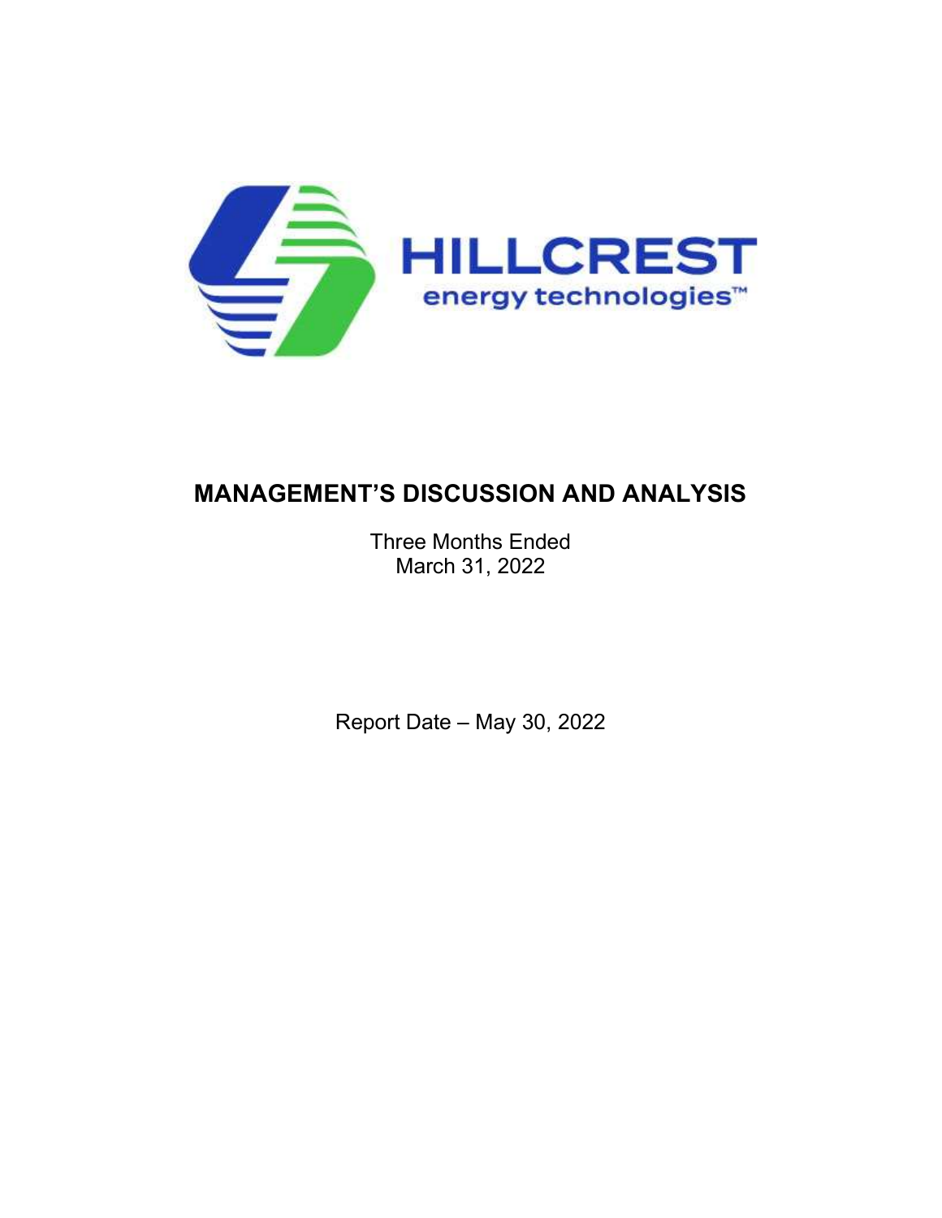HILLCREST
energy technologies™

# MANAGEMENT'S DISCUSSION AND ANALYSIS

Three Months Ended
March 31, 2022

Report Date – May 30, 2022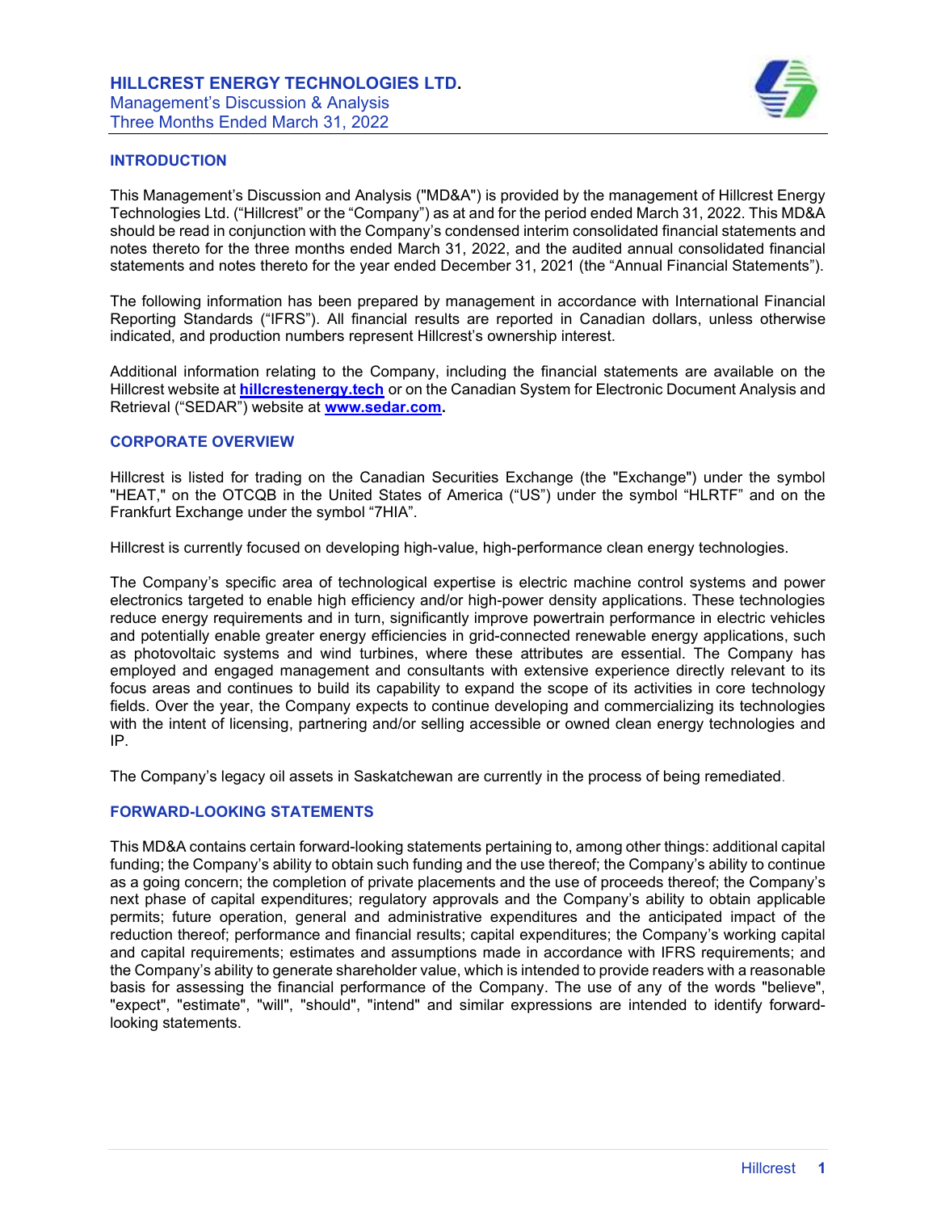## INTRODUCTION

This Management's Discussion and Analysis ("MD&A") is provided by the management of Hillcrest Energy Technologies Ltd. ("Hillcrest" or the "Company") as at and for the period ended March 31, 2022. This MD&A should be read in conjunction with the Company's condensed interim consolidated financial statements and notes thereto for the three months ended March 31, 2022, and the audited annual consolidated financial statements and notes thereto for the year ended December 31, 2021 (the "Annual Financial Statements").

The following information has been prepared by management in accordance with International Financial Reporting Standards ("IFRS"). All financial results are reported in Canadian dollars, unless otherwise indicated, and production numbers represent Hillcrest's ownership interest.

Additional information relating to the Company, including the financial statements are available on the Hillcrest website at **hillcrestenergy.tech** or on the Canadian System for Electronic Document Analysis and Retrieval ("SEDAR") website at **www.sedar.com.**

## CORPORATE OVERVIEW

Hillcrest is listed for trading on the Canadian Securities Exchange (the "Exchange") under the symbol "HEAT," on the OTCQB in the United States of America ("US") under the symbol "HLRTF" and on the Frankfurt Exchange under the symbol "7HIA".

Hillcrest is currently focused on developing high-value, high-performance clean energy technologies.

The Company's specific area of technological expertise is electric machine control systems and power electronics targeted to enable high efficiency and/or high-power density applications. These technologies reduce energy requirements and in turn, significantly improve powertrain performance in electric vehicles and potentially enable greater energy efficiencies in grid-connected renewable energy applications, such as photovoltaic systems and wind turbines, where these attributes are essential. The Company has employed and engaged management and consultants with extensive experience directly relevant to its focus areas and continues to build its capability to expand the scope of its activities in core technology fields. Over the year, the Company expects to continue developing and commercializing its technologies with the intent of licensing, partnering and/or selling accessible or owned clean energy technologies and IP.

The Company's legacy oil assets in Saskatchewan are currently in the process of being remediated.

## FORWARD-LOOKING STATEMENTS

This MD&A contains certain forward-looking statements pertaining to, among other things: additional capital funding; the Company's ability to obtain such funding and the use thereof; the Company's ability to continue as a going concern; the completion of private placements and the use of proceeds thereof; the Company's next phase of capital expenditures; regulatory approvals and the Company's ability to obtain applicable permits; future operation, general and administrative expenditures and the anticipated impact of the reduction thereof; performance and financial results; capital expenditures; the Company's working capital and capital requirements; estimates and assumptions made in accordance with IFRS requirements; and the Company's ability to generate shareholder value, which is intended to provide readers with a reasonable basis for assessing the financial performance of the Company. The use of any of the words "believe", "expect", "estimate", "will", "should", "intend" and similar expressions are intended to identify forward-looking statements.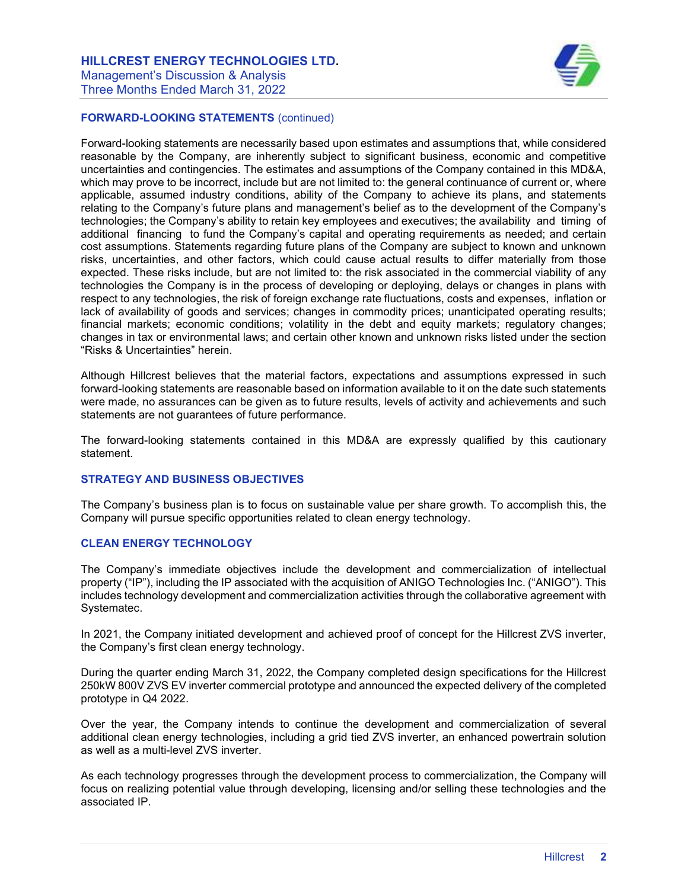## FORWARD-LOOKING STATEMENTS (continued)

Forward-looking statements are necessarily based upon estimates and assumptions that, while considered reasonable by the Company, are inherently subject to significant business, economic and competitive uncertainties and contingencies. The estimates and assumptions of the Company contained in this MD&A, which may prove to be incorrect, include but are not limited to: the general continuance of current or, where applicable, assumed industry conditions, ability of the Company to achieve its plans, and statements relating to the Company's future plans and management's belief as to the development of the Company's technologies; the Company's ability to retain key employees and executives; the availability and timing of additional financing to fund the Company's capital and operating requirements as needed; and certain cost assumptions. Statements regarding future plans of the Company are subject to known and unknown risks, uncertainties, and other factors, which could cause actual results to differ materially from those expected. These risks include, but are not limited to: the risk associated in the commercial viability of any technologies the Company is in the process of developing or deploying, delays or changes in plans with respect to any technologies, the risk of foreign exchange rate fluctuations, costs and expenses, inflation or lack of availability of goods and services; changes in commodity prices; unanticipated operating results; financial markets; economic conditions; volatility in the debt and equity markets; regulatory changes; changes in tax or environmental laws; and certain other known and unknown risks listed under the section "Risks & Uncertainties" herein.

Although Hillcrest believes that the material factors, expectations and assumptions expressed in such forward-looking statements are reasonable based on information available to it on the date such statements were made, no assurances can be given as to future results, levels of activity and achievements and such statements are not guarantees of future performance.

The forward-looking statements contained in this MD&A are expressly qualified by this cautionary statement.

## STRATEGY AND BUSINESS OBJECTIVES

The Company's business plan is to focus on sustainable value per share growth. To accomplish this, the Company will pursue specific opportunities related to clean energy technology.

## CLEAN ENERGY TECHNOLOGY

The Company's immediate objectives include the development and commercialization of intellectual property ("IP"), including the IP associated with the acquisition of ANIGO Technologies Inc. ("ANIGO"). This includes technology development and commercialization activities through the collaborative agreement with Systematec.

In 2021, the Company initiated development and achieved proof of concept for the Hillcrest ZVS inverter, the Company's first clean energy technology.

During the quarter ending March 31, 2022, the Company completed design specifications for the Hillcrest 250kW 800V ZVS EV inverter commercial prototype and announced the expected delivery of the completed prototype in Q4 2022.

Over the year, the Company intends to continue the development and commercialization of several additional clean energy technologies, including a grid tied ZVS inverter, an enhanced powertrain solution as well as a multi-level ZVS inverter.

As each technology progresses through the development process to commercialization, the Company will focus on realizing potential value through developing, licensing and/or selling these technologies and the associated IP.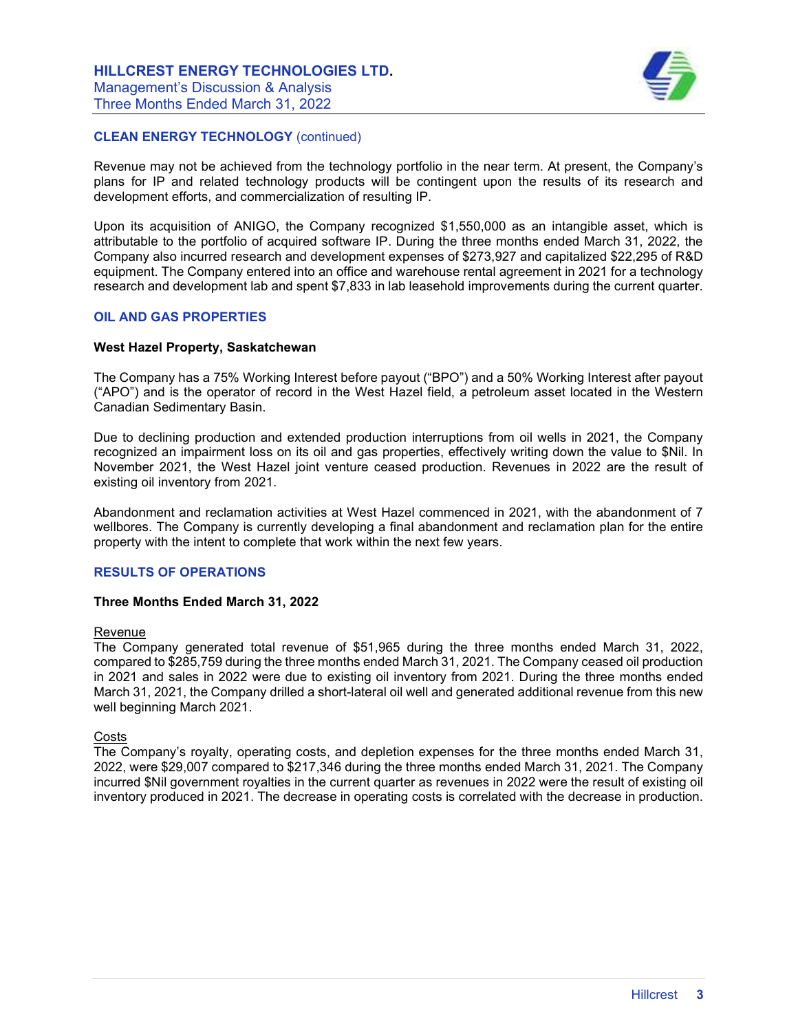## CLEAN ENERGY TECHNOLOGY (continued)

Revenue may not be achieved from the technology portfolio in the near term. At present, the Company's plans for IP and related technology products will be contingent upon the results of its research and development efforts, and commercialization of resulting IP.

Upon its acquisition of ANIGO, the Company recognized $1,550,000 as an intangible asset, which is attributable to the portfolio of acquired software IP. During the three months ended March 31, 2022, the Company also incurred research and development expenses of $273,927 and capitalized $22,295 of R&D equipment. The Company entered into an office and warehouse rental agreement in 2021 for a technology research and development lab and spent $7,833 in lab leasehold improvements during the current quarter.

## OIL AND GAS PROPERTIES

### West Hazel Property, Saskatchewan

The Company has a 75% Working Interest before payout ("BPO") and a 50% Working Interest after payout ("APO") and is the operator of record in the West Hazel field, a petroleum asset located in the Western Canadian Sedimentary Basin.

Due to declining production and extended production interruptions from oil wells in 2021, the Company recognized an impairment loss on its oil and gas properties, effectively writing down the value to $Nil. In November 2021, the West Hazel joint venture ceased production. Revenues in 2022 are the result of existing oil inventory from 2021.

Abandonment and reclamation activities at West Hazel commenced in 2021, with the abandonment of 7 wellbores. The Company is currently developing a final abandonment and reclamation plan for the entire property with the intent to complete that work within the next few years.

## RESULTS OF OPERATIONS

### Three Months Ended March 31, 2022

Revenue

The Company generated total revenue of $51,965 during the three months ended March 31, 2022, compared to $285,759 during the three months ended March 31, 2021. The Company ceased oil production in 2021 and sales in 2022 were due to existing oil inventory from 2021. During the three months ended March 31, 2021, the Company drilled a short-lateral oil well and generated additional revenue from this new well beginning March 2021.

Costs

The Company's royalty, operating costs, and depletion expenses for the three months ended March 31, 2022, were $29,007 compared to $217,346 during the three months ended March 31, 2021. The Company incurred $Nil government royalties in the current quarter as revenues in 2022 were the result of existing oil inventory produced in 2021. The decrease in operating costs is correlated with the decrease in production.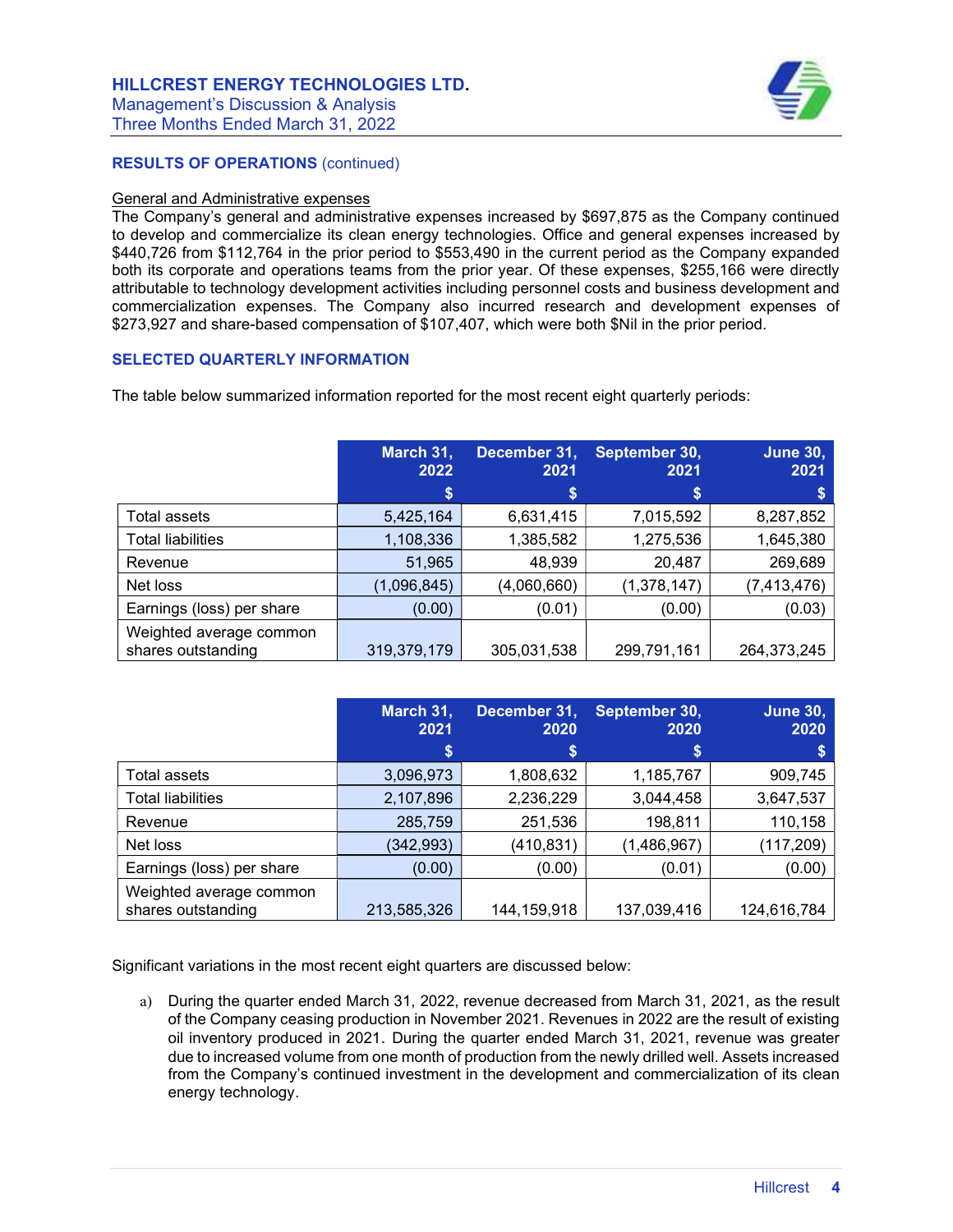## RESULTS OF OPERATIONS (continued)

General and Administrative expenses

The Company's general and administrative expenses increased by $697,875 as the Company continued to develop and commercialize its clean energy technologies. Office and general expenses increased by $440,726 from $112,764 in the prior period to $553,490 in the current period as the Company expanded both its corporate and operations teams from the prior year. Of these expenses, $255,166 were directly attributable to technology development activities including personnel costs and business development and commercialization expenses. The Company also incurred research and development expenses of $273,927 and share-based compensation of $107,407, which were both $Nil in the prior period.

## SELECTED QUARTERLY INFORMATION

The table below summarized information reported for the most recent eight quarterly periods:

| | March 31, 2022 | December 31, 2021 | September 30, 2021 | June 30, 2021 |
|---|---|---|---|---|
| | $ | $ | $ | $ |
| Total assets | 5,425,164 | 6,631,415 | 7,015,592 | 8,287,852 |
| Total liabilities | 1,108,336 | 1,385,582 | 1,275,536 | 1,645,380 |
| Revenue | 51,965 | 48,939 | 20,487 | 269,689 |
| Net loss | (1,096,845) | (4,060,660) | (1,378,147) | (7,413,476) |
| Earnings (loss) per share | (0.00) | (0.01) | (0.00) | (0.03) |
| Weighted average common shares outstanding | 319,379,179 | 305,031,538 | 299,791,161 | 264,373,245 |

| | March 31, 2021 | December 31, 2020 | September 30, 2020 | June 30, 2020 |
|---|---|---|---|---|
| | $ | $ | $ | $ |
| Total assets | 3,096,973 | 1,808,632 | 1,185,767 | 909,745 |
| Total liabilities | 2,107,896 | 2,236,229 | 3,044,458 | 3,647,537 |
| Revenue | 285,759 | 251,536 | 198,811 | 110,158 |
| Net loss | (342,993) | (410,831) | (1,486,967) | (117,209) |
| Earnings (loss) per share | (0.00) | (0.00) | (0.01) | (0.00) |
| Weighted average common shares outstanding | 213,585,326 | 144,159,918 | 137,039,416 | 124,616,784 |

Significant variations in the most recent eight quarters are discussed below:

a) During the quarter ended March 31, 2022, revenue decreased from March 31, 2021, as the result of the Company ceasing production in November 2021. Revenues in 2022 are the result of existing oil inventory produced in 2021. During the quarter ended March 31, 2021, revenue was greater due to increased volume from one month of production from the newly drilled well. Assets increased from the Company's continued investment in the development and commercialization of its clean energy technology.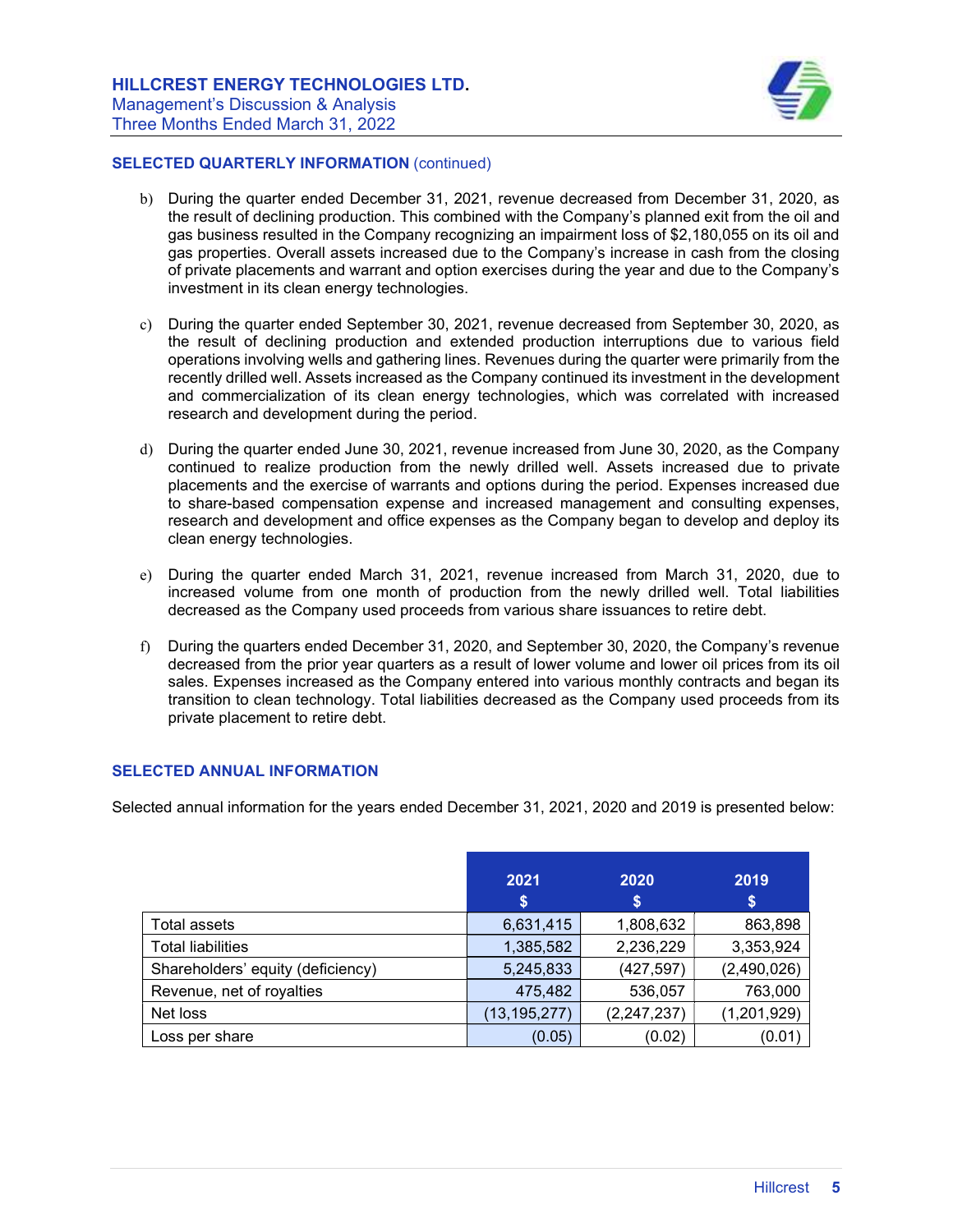## SELECTED QUARTERLY INFORMATION (continued)

b) During the quarter ended December 31, 2021, revenue decreased from December 31, 2020, as the result of declining production. This combined with the Company's planned exit from the oil and gas business resulted in the Company recognizing an impairment loss of $2,180,055 on its oil and gas properties. Overall assets increased due to the Company's increase in cash from the closing of private placements and warrant and option exercises during the year and due to the Company's investment in its clean energy technologies.

c) During the quarter ended September 30, 2021, revenue decreased from September 30, 2020, as the result of declining production and extended production interruptions due to various field operations involving wells and gathering lines. Revenues during the quarter were primarily from the recently drilled well. Assets increased as the Company continued its investment in the development and commercialization of its clean energy technologies, which was correlated with increased research and development during the period.

d) During the quarter ended June 30, 2021, revenue increased from June 30, 2020, as the Company continued to realize production from the newly drilled well. Assets increased due to private placements and the exercise of warrants and options during the period. Expenses increased due to share-based compensation expense and increased management and consulting expenses, research and development and office expenses as the Company began to develop and deploy its clean energy technologies.

e) During the quarter ended March 31, 2021, revenue increased from March 31, 2020, due to increased volume from one month of production from the newly drilled well. Total liabilities decreased as the Company used proceeds from various share issuances to retire debt.

f) During the quarters ended December 31, 2020, and September 30, 2020, the Company's revenue decreased from the prior year quarters as a result of lower volume and lower oil prices from its oil sales. Expenses increased as the Company entered into various monthly contracts and began its transition to clean technology. Total liabilities decreased as the Company used proceeds from its private placement to retire debt.

## SELECTED ANNUAL INFORMATION

Selected annual information for the years ended December 31, 2021, 2020 and 2019 is presented below:

| | 2021<br>$ | 2020<br>$ | 2019<br>$ |
|---|---|---|---|
| Total assets | 6,631,415 | 1,808,632 | 863,898 |
| Total liabilities | 1,385,582 | 2,236,229 | 3,353,924 |
| Shareholders' equity (deficiency) | 5,245,833 | (427,597) | (2,490,026) |
| Revenue, net of royalties | 475,482 | 536,057 | 763,000 |
| Net loss | (13,195,277) | (2,247,237) | (1,201,929) |
| Loss per share | (0.05) | (0.02) | (0.01) |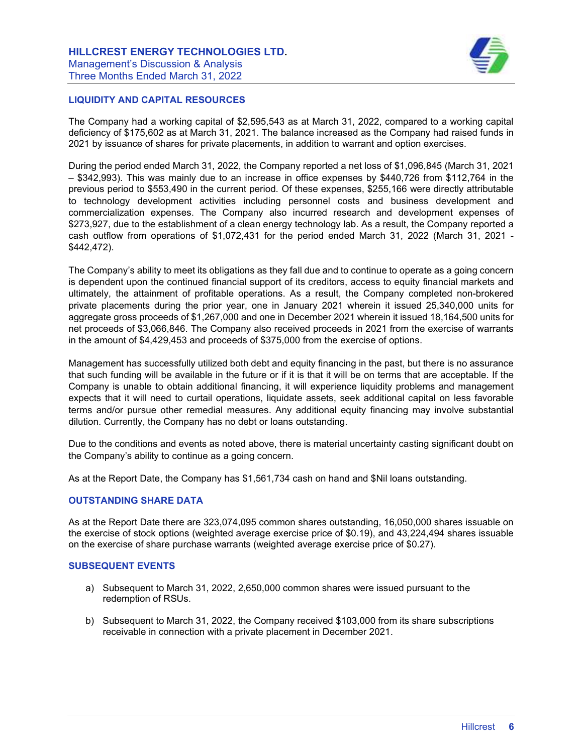## LIQUIDITY AND CAPITAL RESOURCES

The Company had a working capital of $2,595,543 as at March 31, 2022, compared to a working capital deficiency of $175,602 as at March 31, 2021. The balance increased as the Company had raised funds in 2021 by issuance of shares for private placements, in addition to warrant and option exercises.

During the period ended March 31, 2022, the Company reported a net loss of $1,096,845 (March 31, 2021 – $342,993). This was mainly due to an increase in office expenses by $440,726 from $112,764 in the previous period to $553,490 in the current period. Of these expenses, $255,166 were directly attributable to technology development activities including personnel costs and business development and commercialization expenses. The Company also incurred research and development expenses of $273,927, due to the establishment of a clean energy technology lab. As a result, the Company reported a cash outflow from operations of $1,072,431 for the period ended March 31, 2022 (March 31, 2021 - $442,472).

The Company's ability to meet its obligations as they fall due and to continue to operate as a going concern is dependent upon the continued financial support of its creditors, access to equity financial markets and ultimately, the attainment of profitable operations. As a result, the Company completed non-brokered private placements during the prior year, one in January 2021 wherein it issued 25,340,000 units for aggregate gross proceeds of $1,267,000 and one in December 2021 wherein it issued 18,164,500 units for net proceeds of $3,066,846. The Company also received proceeds in 2021 from the exercise of warrants in the amount of $4,429,453 and proceeds of $375,000 from the exercise of options.

Management has successfully utilized both debt and equity financing in the past, but there is no assurance that such funding will be available in the future or if it is that it will be on terms that are acceptable. If the Company is unable to obtain additional financing, it will experience liquidity problems and management expects that it will need to curtail operations, liquidate assets, seek additional capital on less favorable terms and/or pursue other remedial measures. Any additional equity financing may involve substantial dilution. Currently, the Company has no debt or loans outstanding.

Due to the conditions and events as noted above, there is material uncertainty casting significant doubt on the Company's ability to continue as a going concern.

As at the Report Date, the Company has $1,561,734 cash on hand and $Nil loans outstanding.

## OUTSTANDING SHARE DATA

As at the Report Date there are 323,074,095 common shares outstanding, 16,050,000 shares issuable on the exercise of stock options (weighted average exercise price of $0.19), and 43,224,494 shares issuable on the exercise of share purchase warrants (weighted average exercise price of $0.27).

## SUBSEQUENT EVENTS

a) Subsequent to March 31, 2022, 2,650,000 common shares were issued pursuant to the redemption of RSUs.

b) Subsequent to March 31, 2022, the Company received $103,000 from its share subscriptions receivable in connection with a private placement in December 2021.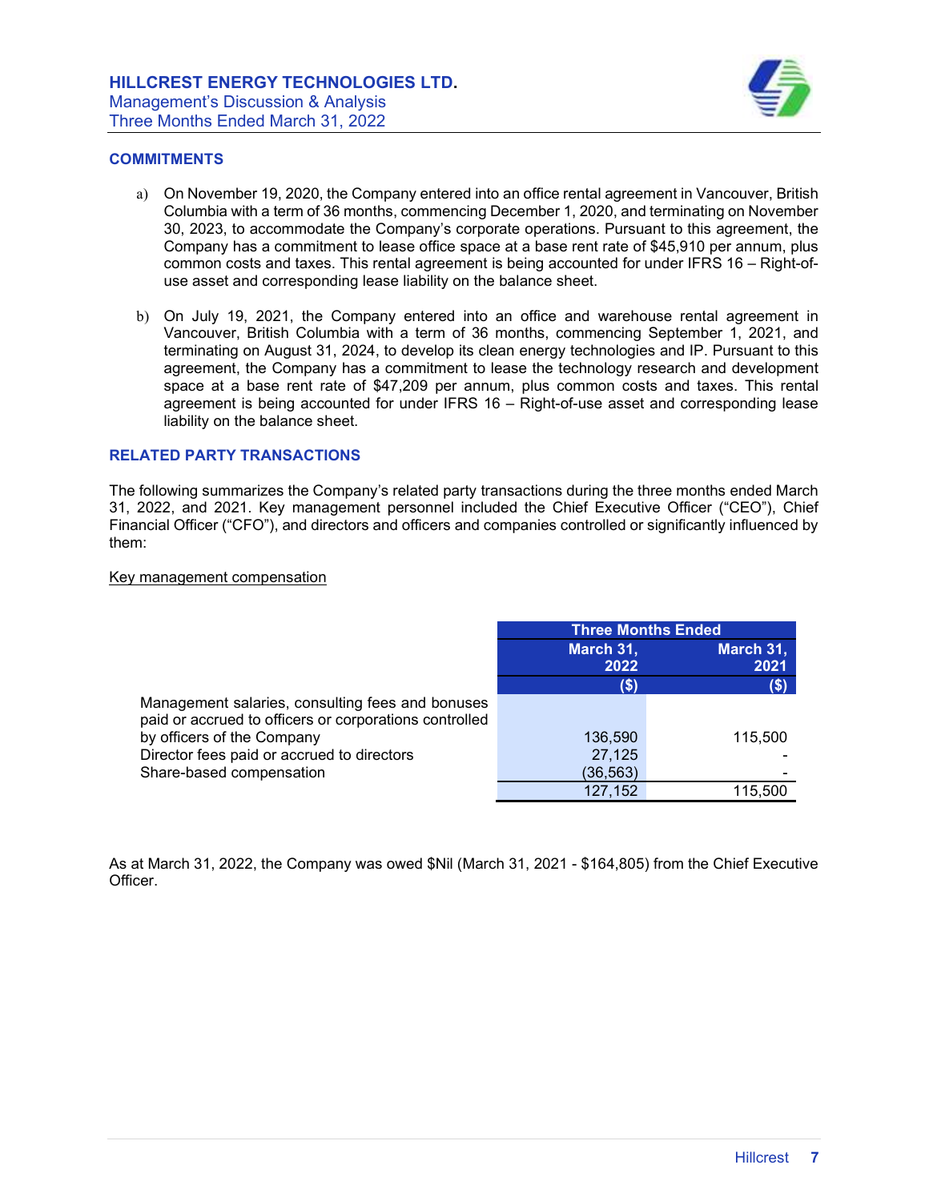## COMMITMENTS

a) On November 19, 2020, the Company entered into an office rental agreement in Vancouver, British Columbia with a term of 36 months, commencing December 1, 2020, and terminating on November 30, 2023, to accommodate the Company's corporate operations. Pursuant to this agreement, the Company has a commitment to lease office space at a base rent rate of $45,910 per annum, plus common costs and taxes. This rental agreement is being accounted for under IFRS 16 – Right-of-use asset and corresponding lease liability on the balance sheet.

b) On July 19, 2021, the Company entered into an office and warehouse rental agreement in Vancouver, British Columbia with a term of 36 months, commencing September 1, 2021, and terminating on August 31, 2024, to develop its clean energy technologies and IP. Pursuant to this agreement, the Company has a commitment to lease the technology research and development space at a base rent rate of $47,209 per annum, plus common costs and taxes. This rental agreement is being accounted for under IFRS 16 – Right-of-use asset and corresponding lease liability on the balance sheet.

## RELATED PARTY TRANSACTIONS

The following summarizes the Company's related party transactions during the three months ended March 31, 2022, and 2021. Key management personnel included the Chief Executive Officer ("CEO"), Chief Financial Officer ("CFO"), and directors and officers and companies controlled or significantly influenced by them:

Key management compensation

| | Three Months Ended | |
|---|---|---|
| | March 31, 2022 | March 31, 2021 |
| | ($) | ($) |
| Management salaries, consulting fees and bonuses paid or accrued to officers or corporations controlled by officers of the Company | 136,590 | 115,500 |
| Director fees paid or accrued to directors | 27,125 | - |
| Share-based compensation | (36,563) | - |
| | 127,152 | 115,500 |

As at March 31, 2022, the Company was owed $Nil (March 31, 2021 - $164,805) from the Chief Executive Officer.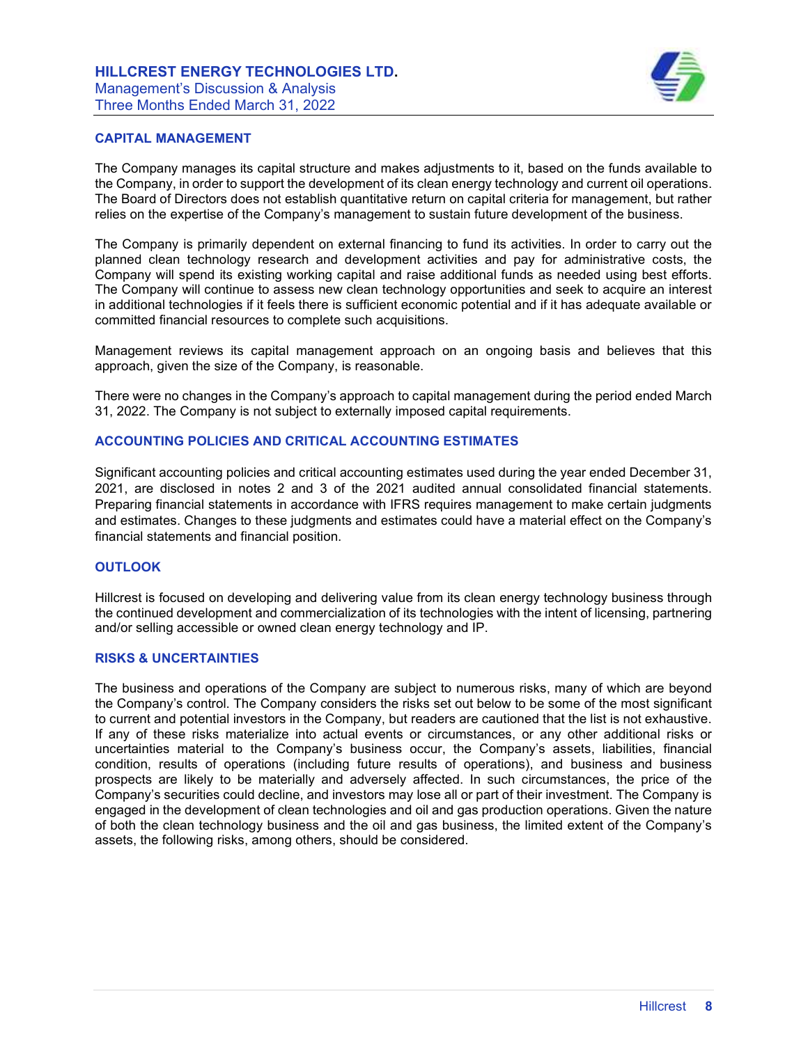## CAPITAL MANAGEMENT

The Company manages its capital structure and makes adjustments to it, based on the funds available to the Company, in order to support the development of its clean energy technology and current oil operations. The Board of Directors does not establish quantitative return on capital criteria for management, but rather relies on the expertise of the Company's management to sustain future development of the business.

The Company is primarily dependent on external financing to fund its activities. In order to carry out the planned clean technology research and development activities and pay for administrative costs, the Company will spend its existing working capital and raise additional funds as needed using best efforts. The Company will continue to assess new clean technology opportunities and seek to acquire an interest in additional technologies if it feels there is sufficient economic potential and if it has adequate available or committed financial resources to complete such acquisitions.

Management reviews its capital management approach on an ongoing basis and believes that this approach, given the size of the Company, is reasonable.

There were no changes in the Company's approach to capital management during the period ended March 31, 2022. The Company is not subject to externally imposed capital requirements.

## ACCOUNTING POLICIES AND CRITICAL ACCOUNTING ESTIMATES

Significant accounting policies and critical accounting estimates used during the year ended December 31, 2021, are disclosed in notes 2 and 3 of the 2021 audited annual consolidated financial statements. Preparing financial statements in accordance with IFRS requires management to make certain judgments and estimates. Changes to these judgments and estimates could have a material effect on the Company's financial statements and financial position.

## OUTLOOK

Hillcrest is focused on developing and delivering value from its clean energy technology business through the continued development and commercialization of its technologies with the intent of licensing, partnering and/or selling accessible or owned clean energy technology and IP.

## RISKS & UNCERTAINTIES

The business and operations of the Company are subject to numerous risks, many of which are beyond the Company's control. The Company considers the risks set out below to be some of the most significant to current and potential investors in the Company, but readers are cautioned that the list is not exhaustive. If any of these risks materialize into actual events or circumstances, or any other additional risks or uncertainties material to the Company's business occur, the Company's assets, liabilities, financial condition, results of operations (including future results of operations), and business and business prospects are likely to be materially and adversely affected. In such circumstances, the price of the Company's securities could decline, and investors may lose all or part of their investment. The Company is engaged in the development of clean technologies and oil and gas production operations. Given the nature of both the clean technology business and the oil and gas business, the limited extent of the Company's assets, the following risks, among others, should be considered.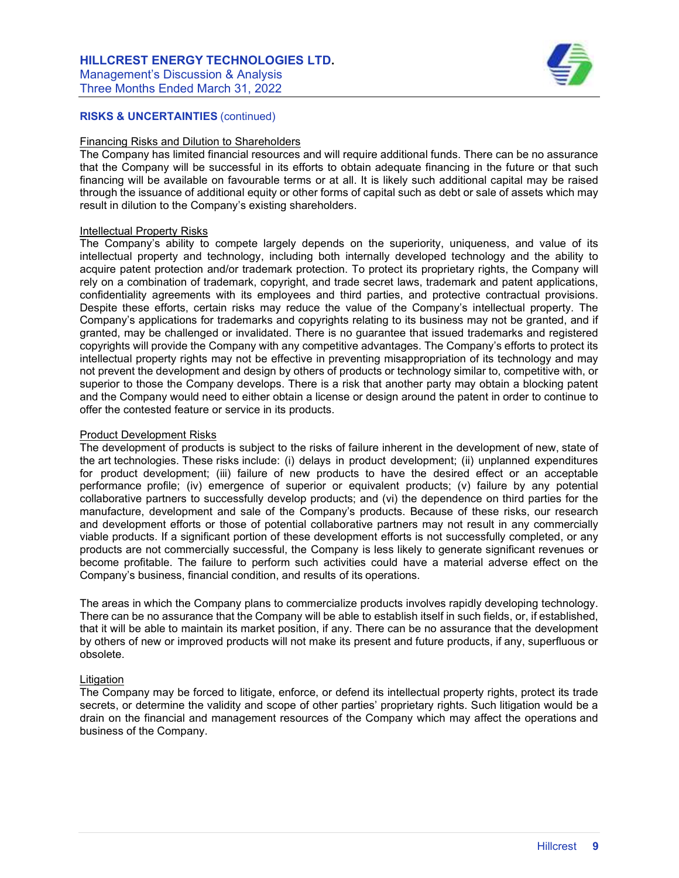## RISKS & UNCERTAINTIES (continued)

Financing Risks and Dilution to Shareholders

The Company has limited financial resources and will require additional funds. There can be no assurance that the Company will be successful in its efforts to obtain adequate financing in the future or that such financing will be available on favourable terms or at all. It is likely such additional capital may be raised through the issuance of additional equity or other forms of capital such as debt or sale of assets which may result in dilution to the Company's existing shareholders.

Intellectual Property Risks

The Company's ability to compete largely depends on the superiority, uniqueness, and value of its intellectual property and technology, including both internally developed technology and the ability to acquire patent protection and/or trademark protection. To protect its proprietary rights, the Company will rely on a combination of trademark, copyright, and trade secret laws, trademark and patent applications, confidentiality agreements with its employees and third parties, and protective contractual provisions. Despite these efforts, certain risks may reduce the value of the Company's intellectual property. The Company's applications for trademarks and copyrights relating to its business may not be granted, and if granted, may be challenged or invalidated. There is no guarantee that issued trademarks and registered copyrights will provide the Company with any competitive advantages. The Company's efforts to protect its intellectual property rights may not be effective in preventing misappropriation of its technology and may not prevent the development and design by others of products or technology similar to, competitive with, or superior to those the Company develops. There is a risk that another party may obtain a blocking patent and the Company would need to either obtain a license or design around the patent in order to continue to offer the contested feature or service in its products.

Product Development Risks

The development of products is subject to the risks of failure inherent in the development of new, state of the art technologies. These risks include: (i) delays in product development; (ii) unplanned expenditures for product development; (iii) failure of new products to have the desired effect or an acceptable performance profile; (iv) emergence of superior or equivalent products; (v) failure by any potential collaborative partners to successfully develop products; and (vi) the dependence on third parties for the manufacture, development and sale of the Company's products. Because of these risks, our research and development efforts or those of potential collaborative partners may not result in any commercially viable products. If a significant portion of these development efforts is not successfully completed, or any products are not commercially successful, the Company is less likely to generate significant revenues or become profitable. The failure to perform such activities could have a material adverse effect on the Company's business, financial condition, and results of its operations.

The areas in which the Company plans to commercialize products involves rapidly developing technology. There can be no assurance that the Company will be able to establish itself in such fields, or, if established, that it will be able to maintain its market position, if any. There can be no assurance that the development by others of new or improved products will not make its present and future products, if any, superfluous or obsolete.

Litigation

The Company may be forced to litigate, enforce, or defend its intellectual property rights, protect its trade secrets, or determine the validity and scope of other parties' proprietary rights. Such litigation would be a drain on the financial and management resources of the Company which may affect the operations and business of the Company.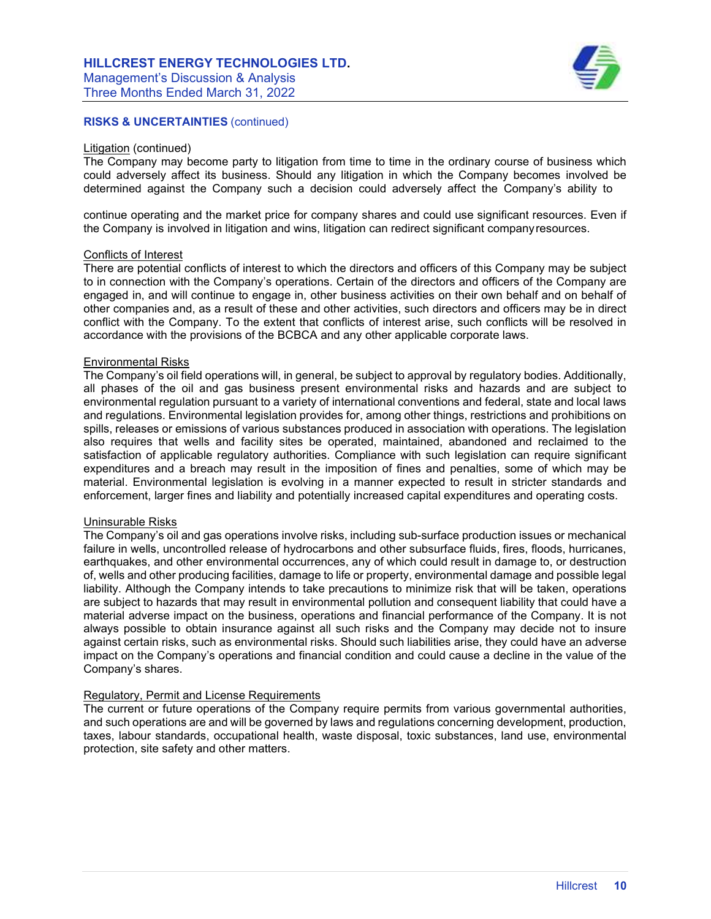**RISKS & UNCERTAINTIES** (continued)

Litigation (continued)

The Company may become party to litigation from time to time in the ordinary course of business which could adversely affect its business. Should any litigation in which the Company becomes involved be determined against the Company such a decision could adversely affect the Company's ability to

continue operating and the market price for company shares and could use significant resources. Even if the Company is involved in litigation and wins, litigation can redirect significant company resources.

Conflicts of Interest

There are potential conflicts of interest to which the directors and officers of this Company may be subject to in connection with the Company's operations. Certain of the directors and officers of the Company are engaged in, and will continue to engage in, other business activities on their own behalf and on behalf of other companies and, as a result of these and other activities, such directors and officers may be in direct conflict with the Company. To the extent that conflicts of interest arise, such conflicts will be resolved in accordance with the provisions of the BCBCA and any other applicable corporate laws.

Environmental Risks

The Company's oil field operations will, in general, be subject to approval by regulatory bodies. Additionally, all phases of the oil and gas business present environmental risks and hazards and are subject to environmental regulation pursuant to a variety of international conventions and federal, state and local laws and regulations. Environmental legislation provides for, among other things, restrictions and prohibitions on spills, releases or emissions of various substances produced in association with operations. The legislation also requires that wells and facility sites be operated, maintained, abandoned and reclaimed to the satisfaction of applicable regulatory authorities. Compliance with such legislation can require significant expenditures and a breach may result in the imposition of fines and penalties, some of which may be material. Environmental legislation is evolving in a manner expected to result in stricter standards and enforcement, larger fines and liability and potentially increased capital expenditures and operating costs.

Uninsurable Risks

The Company's oil and gas operations involve risks, including sub-surface production issues or mechanical failure in wells, uncontrolled release of hydrocarbons and other subsurface fluids, fires, floods, hurricanes, earthquakes, and other environmental occurrences, any of which could result in damage to, or destruction of, wells and other producing facilities, damage to life or property, environmental damage and possible legal liability. Although the Company intends to take precautions to minimize risk that will be taken, operations are subject to hazards that may result in environmental pollution and consequent liability that could have a material adverse impact on the business, operations and financial performance of the Company. It is not always possible to obtain insurance against all such risks and the Company may decide not to insure against certain risks, such as environmental risks. Should such liabilities arise, they could have an adverse impact on the Company's operations and financial condition and could cause a decline in the value of the Company's shares.

Regulatory, Permit and License Requirements

The current or future operations of the Company require permits from various governmental authorities, and such operations are and will be governed by laws and regulations concerning development, production, taxes, labour standards, occupational health, waste disposal, toxic substances, land use, environmental protection, site safety and other matters.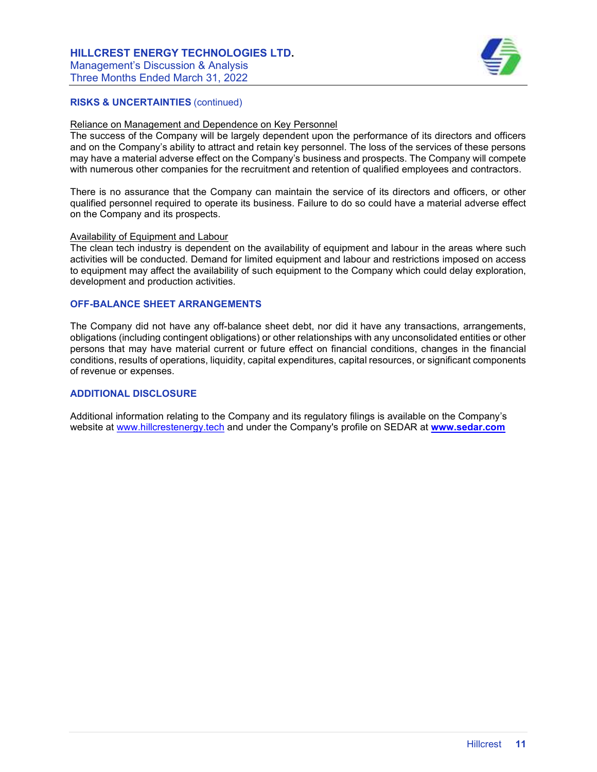## RISKS & UNCERTAINTIES (continued)

Reliance on Management and Dependence on Key Personnel

The success of the Company will be largely dependent upon the performance of its directors and officers and on the Company's ability to attract and retain key personnel. The loss of the services of these persons may have a material adverse effect on the Company's business and prospects. The Company will compete with numerous other companies for the recruitment and retention of qualified employees and contractors.

There is no assurance that the Company can maintain the service of its directors and officers, or other qualified personnel required to operate its business. Failure to do so could have a material adverse effect on the Company and its prospects.

Availability of Equipment and Labour

The clean tech industry is dependent on the availability of equipment and labour in the areas where such activities will be conducted. Demand for limited equipment and labour and restrictions imposed on access to equipment may affect the availability of such equipment to the Company which could delay exploration, development and production activities.

## OFF-BALANCE SHEET ARRANGEMENTS

The Company did not have any off-balance sheet debt, nor did it have any transactions, arrangements, obligations (including contingent obligations) or other relationships with any unconsolidated entities or other persons that may have material current or future effect on financial conditions, changes in the financial conditions, results of operations, liquidity, capital expenditures, capital resources, or significant components of revenue or expenses.

## ADDITIONAL DISCLOSURE

Additional information relating to the Company and its regulatory filings is available on the Company's website at www.hillcrestenergy.tech and under the Company's profile on SEDAR at **www.sedar.com**